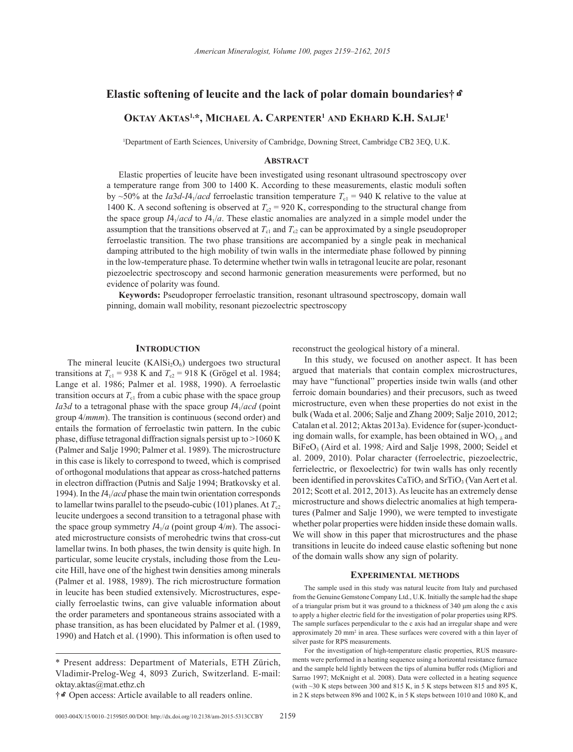# Elastic softening of leucite and the lack of polar domain boundaries†

**Oktay Aktas[1,\*], Michael A. Carpenter[1] and Ekhard K.H. Salje[1]**

[1]Department of Earth Sciences, University of Cambridge, Downing Street, Cambridge CB2 3EQ, U.K.

## Abstract

Elastic properties of leucite have been investigated using resonant ultrasound spectroscopy over a temperature range from 300 to 1400 K. According to these measurements, elastic moduli soften by ~50% at the *Ia*3*d*-*I*4$_1$/*acd* ferroelastic transition temperature $T_{c1}$ = 940 K relative to the value at 1400 K. A second softening is observed at $T_{c2}$ = 920 K, corresponding to the structural change from the space group *I*4$_1$/*acd* to *I*4$_1$/*a*. These elastic anomalies are analyzed in a simple model under the assumption that the transitions observed at $T_{c1}$ and $T_{c2}$ can be approximated by a single pseudoproper ferroelastic transition. The two phase transitions are accompanied by a single peak in mechanical damping attributed to the high mobility of twin walls in the intermediate phase followed by pinning in the low-temperature phase. To determine whether twin walls in tetragonal leucite are polar, resonant piezoelectric spectroscopy and second harmonic generation measurements were performed, but no evidence of polarity was found.

**Keywords:** Pseudoproper ferroelastic transition, resonant ultrasound spectroscopy, domain wall pinning, domain wall mobility, resonant piezoelectric spectroscopy

## Introduction

The mineral leucite ($KAlSi_2O_6$) undergoes two structural transitions at $T_{c1}$ = 938 K and $T_{c2}$ = 918 K (Grögel et al. 1984; Lange et al. 1986; Palmer et al. 1988, 1990). A ferroelastic transition occurs at $T_{c1}$ from a cubic phase with the space group *Ia*3*d* to a tetragonal phase with the space group *I*4$_1$/*acd* (point group 4/*mmm*). The transition is continuous (second order) and entails the formation of ferroelastic twin pattern. In the cubic phase, diffuse tetragonal diffraction signals persist up to >1060 K (Palmer and Salje 1990; Palmer et al. 1989). The microstructure in this case is likely to correspond to tweed, which is comprised of orthogonal modulations that appear as cross-hatched patterns in electron diffraction (Putnis and Salje 1994; Bratkovsky et al. 1994). In the *I*4$_1$/*acd* phase the main twin orientation corresponds to lamellar twins parallel to the pseudo-cubic (101) planes. At $T_{c2}$ leucite undergoes a second transition to a tetragonal phase with the space group symmetry *I*4$_1$/*a* (point group 4/*m*). The associated microstructure consists of merohedric twins that cross-cut lamellar twins. In both phases, the twin density is quite high. In particular, some leucite crystals, including those from the Leucite Hill, have one of the highest twin densities among minerals (Palmer et al. 1988, 1989). The rich microstructure formation in leucite has been studied extensively. Microstructures, especially ferroelastic twins, can give valuable information about the order parameters and spontaneous strains associated with a phase transition, as has been elucidated by Palmer et al. (1989, 1990) and Hatch et al. (1990). This information is often used to reconstruct the geological history of a mineral.

In this study, we focused on another aspect. It has been argued that materials that contain complex microstructures, may have "functional" properties inside twin walls (and other ferroic domain boundaries) and their precusors, such as tweed microstructure, even when these properties do not exist in the bulk (Wada et al. 2006; Salje and Zhang 2009; Salje 2010, 2012; Catalan et al. 2012; Aktas 2013a). Evidence for (super-)conducting domain walls, for example, has been obtained in $WO_{3-\delta}$ and $BiFeO_3$ (Aird et al. 1998; Aird and Salje 1998, 2000; Seidel et al. 2009, 2010). Polar character (ferroelectric, piezoelectric, ferrielectric, or flexoelectric) for twin walls has only recently been identified in perovskites $CaTiO_3$ and $SrTiO_3$ (Van Aert et al. 2012; Scott et al. 2012, 2013). As leucite has an extremely dense microstructure and shows dielectric anomalies at high temperatures (Palmer and Salje 1990), we were tempted to investigate whether polar properties were hidden inside these domain walls. We will show in this paper that microstructures and the phase transitions in leucite do indeed cause elastic softening but none of the domain walls show any sign of polarity.

## Experimental methods

The sample used in this study was natural leucite from Italy and purchased from the Genuine Gemstone Company Ltd., U.K. Initially the sample had the shape of a triangular prism but it was ground to a thickness of 340 μm along the c axis to apply a higher electric field for the investigation of polar properties using RPS. The sample surfaces perpendicular to the c axis had an irregular shape and were approximately 20 mm² in area. These surfaces were covered with a thin layer of silver paste for RPS measurements.

For the investigation of high-temperature elastic properties, RUS measurements were performed in a heating sequence using a horizontal resistance furnace and the sample held lightly between the tips of alumina buffer rods (Migliori and Sarrao 1997; McKnight et al. 2008). Data were collected in a heating sequence (with ~30 K steps between 300 and 815 K, in 5 K steps between 815 and 895 K, in 2 K steps between 896 and 1002 K, in 5 K steps between 1010 and 1080 K, and

\* Present address: Department of Materials, ETH Zürich, Vladimir-Prelog-Weg 4, 8093 Zurich, Switzerland. E-mail: oktay.aktas@mat.ethz.ch

† Open access: Article available to all readers online.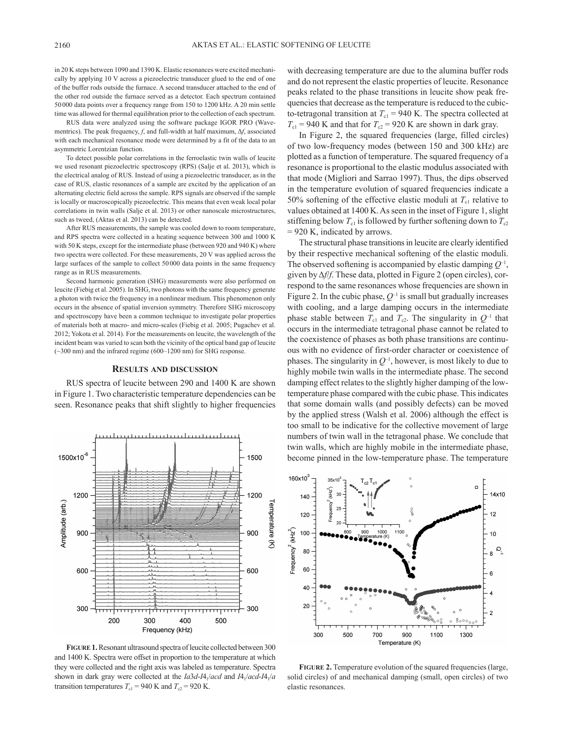in 20 K steps between 1090 and 1390 K. Elastic resonances were excited mechanically by applying 10 V across a piezoelectric transducer glued to the end of one of the buffer rods outside the furnace. A second transducer attached to the end of the other rod outside the furnace served as a detector. Each spectrum contained 50 000 data points over a frequency range from 150 to 1200 kHz. A 20 min settle time was allowed for thermal equilibration prior to the collection of each spectrum.

RUS data were analyzed using the software package IGOR PRO (Wavementrics). The peak frequency, $f$, and full-width at half maximum, $\Delta f$, associated with each mechanical resonance mode were determined by a fit of the data to an asymmetric Lorentzian function.

To detect possible polar correlations in the ferroelastic twin walls of leucite we used resonant piezoelectric spectroscopy (RPS) (Salje et al. 2013), which is the electrical analog of RUS. Instead of using a piezoelectric transducer, as in the case of RUS, elastic resonances of a sample are excited by the application of an alternating electric field across the sample. RPS signals are observed if the sample is locally or macroscopically piezoelectric. This means that even weak local polar correlations in twin walls (Salje et al. 2013) or other nanoscale microstructures, such as tweed, (Aktas et al. 2013) can be detected.

After RUS measurements, the sample was cooled down to room temperature, and RPS spectra were collected in a heating sequence between 300 and 1000 K with 50 K steps, except for the intermediate phase (between 920 and 940 K) where two spectra were collected. For these measurements, 20 V was applied across the large surfaces of the sample to collect 50 000 data points in the same frequency range as in RUS measurements.

Second harmonic generation (SHG) measurements were also performed on leucite (Fiebig et al. 2005). In SHG, two photons with the same frequency generate a photon with twice the frequency in a nonlinear medium. This phenomenon only occurs in the absence of spatial inversion symmetry. Therefore SHG microscopy and spectroscopy have been a common technique to investigate polar properties of materials both at macro- and micro-scales (Fiebig et al. 2005; Pugachev et al. 2012; Yokota et al. 2014). For the measurements on leucite, the wavelength of the incident beam was varied to scan both the vicinity of the optical band gap of leucite (~300 nm) and the infrared regime (600–1200 nm) for SHG response.

## Results and discussion

RUS spectra of leucite between 290 and 1400 K are shown in Figure 1. Two characteristic temperature dependencies can be seen. Resonance peaks that shift slightly to higher frequencies with decreasing temperature are due to the alumina buffer rods and do not represent the elastic properties of leucite. Resonance peaks related to the phase transitions in leucite show peak frequencies that decrease as the temperature is reduced to the cubic-to-tetragonal transition at $T_{c1}$ = 940 K. The spectra collected at $T_{c1}$ = 940 K and that for $T_{c2}$ = 920 K are shown in dark gray.

**Figure 1.** Resonant ultrasound spectra of leucite collected between 300 and 1400 K. Spectra were offset in proportion to the temperature at which they were collected and the right axis was labeled as temperature. Spectra shown in dark gray were collected at the $Ia3d$-$I4_1/acd$ and $I4_1/acd$-$I4_1/a$ transition temperatures $T_{c1}$ = 940 K and $T_{c2}$ = 920 K.

In Figure 2, the squared frequencies (large, filled circles) of two low-frequency modes (between 150 and 300 kHz) are plotted as a function of temperature. The squared frequency of a resonance is proportional to the elastic modulus associated with that mode (Migliori and Sarrao 1997). Thus, the dips observed in the temperature evolution of squared frequencies indicate a 50% softening of the effective elastic moduli at $T_{c1}$ relative to values obtained at 1400 K. As seen in the inset of Figure 1, slight stiffening below $T_{c1}$ is followed by further softening down to $T_{c2}$ = 920 K, indicated by arrows.

The structural phase transitions in leucite are clearly identified by their respective mechanical softening of the elastic moduli. The observed softening is accompanied by elastic damping $Q^{-1}$, given by $\Delta f/f$. These data, plotted in Figure 2 (open circles), correspond to the same resonances whose frequencies are shown in Figure 2. In the cubic phase, $Q^{-1}$ is small but gradually increases with cooling, and a large damping occurs in the intermediate phase stable between $T_{c1}$ and $T_{c2}$. The singularity in $Q^{-1}$ that occurs in the intermediate tetragonal phase cannot be related to the coexistence of phases as both phase transitions are continuous with no evidence of first-order character or coexistence of phases. The singularity in $Q^{-1}$, however, is most likely to due to highly mobile twin walls in the intermediate phase. The second damping effect relates to the slightly higher damping of the low-temperature phase compared with the cubic phase. This indicates that some domain walls (and possibly defects) can be moved by the applied stress (Walsh et al. 2006) although the effect is too small to be indicative for the collective movement of large numbers of twin wall in the tetragonal phase. We conclude that twin walls, which are highly mobile in the intermediate phase, become pinned in the low-temperature phase. The temperature

**Figure 2.** Temperature evolution of the squared frequencies (large, solid circles) of and mechanical damping (small, open circles) of two elastic resonances.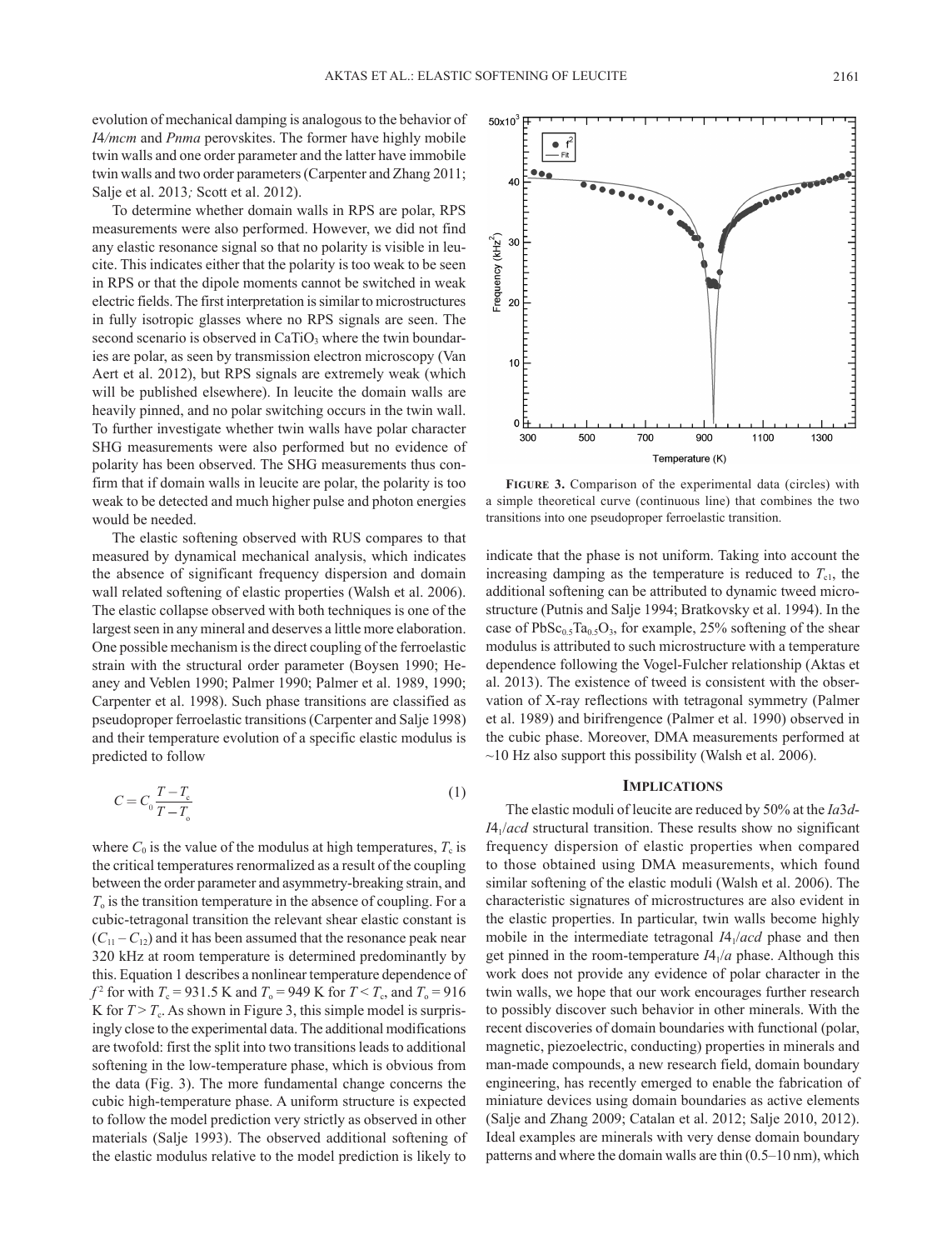evolution of mechanical damping is analogous to the behavior of *I4/mcm* and *Pnma* perovskites. The former have highly mobile twin walls and one order parameter and the latter have immobile twin walls and two order parameters (Carpenter and Zhang 2011; Salje et al. 2013; Scott et al. 2012).

To determine whether domain walls in RPS are polar, RPS measurements were also performed. However, we did not find any elastic resonance signal so that no polarity is visible in leucite. This indicates either that the polarity is too weak to be seen in RPS or that the dipole moments cannot be switched in weak electric fields. The first interpretation is similar to microstructures in fully isotropic glasses where no RPS signals are seen. The second scenario is observed in $CaTiO_3$ where the twin boundaries are polar, as seen by transmission electron microscopy (Van Aert et al. 2012), but RPS signals are extremely weak (which will be published elsewhere). In leucite the domain walls are heavily pinned, and no polar switching occurs in the twin wall. To further investigate whether twin walls have polar character SHG measurements were also performed but no evidence of polarity has been observed. The SHG measurements thus confirm that if domain walls in leucite are polar, the polarity is too weak to be detected and much higher pulse and photon energies would be needed.

The elastic softening observed with RUS compares to that measured by dynamical mechanical analysis, which indicates the absence of significant frequency dispersion and domain wall related softening of elastic properties (Walsh et al. 2006). The elastic collapse observed with both techniques is one of the largest seen in any mineral and deserves a little more elaboration. One possible mechanism is the direct coupling of the ferroelastic strain with the structural order parameter (Boysen 1990; Heaney and Veblen 1990; Palmer 1990; Palmer et al. 1989, 1990; Carpenter et al. 1998). Such phase transitions are classified as pseudoproper ferroelastic transitions (Carpenter and Salje 1998) and their temperature evolution of a specific elastic modulus is predicted to follow

$$C = C_0 \frac{T - T_c}{T - T_o} \tag{1}$$

where $C_0$ is the value of the modulus at high temperatures, $T_c$ is the critical temperatures renormalized as a result of the coupling between the order parameter and asymmetry-breaking strain, and $T_o$ is the transition temperature in the absence of coupling. For a cubic-tetragonal transition the relevant shear elastic constant is $(C_{11} - C_{12})$ and it has been assumed that the resonance peak near 320 kHz at room temperature is determined predominantly by this. Equation 1 describes a nonlinear temperature dependence of $f^2$ for with $T_c = 931.5$ K and $T_o = 949$ K for $T < T_c$, and $T_o = 916$ K for $T > T_c$. As shown in Figure 3, this simple model is surprisingly close to the experimental data. The additional modifications are twofold: first the split into two transitions leads to additional softening in the low-temperature phase, which is obvious from the data (Fig. 3). The more fundamental change concerns the cubic high-temperature phase. A uniform structure is expected to follow the model prediction very strictly as observed in other materials (Salje 1993). The observed additional softening of the elastic modulus relative to the model prediction is likely to indicate that the phase is not uniform. Taking into account the increasing damping as the temperature is reduced to $T_{c1}$, the additional softening can be attributed to dynamic tweed microstructure (Putnis and Salje 1994; Bratkovsky et al. 1994). In the case of $PbSc_{0.5}Ta_{0.5}O_3$, for example, 25% softening of the shear modulus is attributed to such microstructure with a temperature dependence following the Vogel-Fulcher relationship (Aktas et al. 2013). The existence of tweed is consistent with the observation of X-ray reflections with tetragonal symmetry (Palmer et al. 1989) and birifrengence (Palmer et al. 1990) observed in the cubic phase. Moreover, DMA measurements performed at ~10 Hz also support this possibility (Walsh et al. 2006).

**Figure 3.** Comparison of the experimental data (circles) with a simple theoretical curve (continuous line) that combines the two transitions into one pseudoproper ferroelastic transition.

## Implications

The elastic moduli of leucite are reduced by 50% at the *Ia*3*d*-*I*4$_1$/*acd* structural transition. These results show no significant frequency dispersion of elastic properties when compared to those obtained using DMA measurements, which found similar softening of the elastic moduli (Walsh et al. 2006). The characteristic signatures of microstructures are also evident in the elastic properties. In particular, twin walls become highly mobile in the intermediate tetragonal *I*4$_1$/*acd* phase and then get pinned in the room-temperature *I*4$_1$/*a* phase. Although this work does not provide any evidence of polar character in the twin walls, we hope that our work encourages further research to possibly discover such behavior in other minerals. With the recent discoveries of domain boundaries with functional (polar, magnetic, piezoelectric, conducting) properties in minerals and man-made compounds, a new research field, domain boundary engineering, has recently emerged to enable the fabrication of miniature devices using domain boundaries as active elements (Salje and Zhang 2009; Catalan et al. 2012; Salje 2010, 2012). Ideal examples are minerals with very dense domain boundary patterns and where the domain walls are thin (0.5–10 nm), which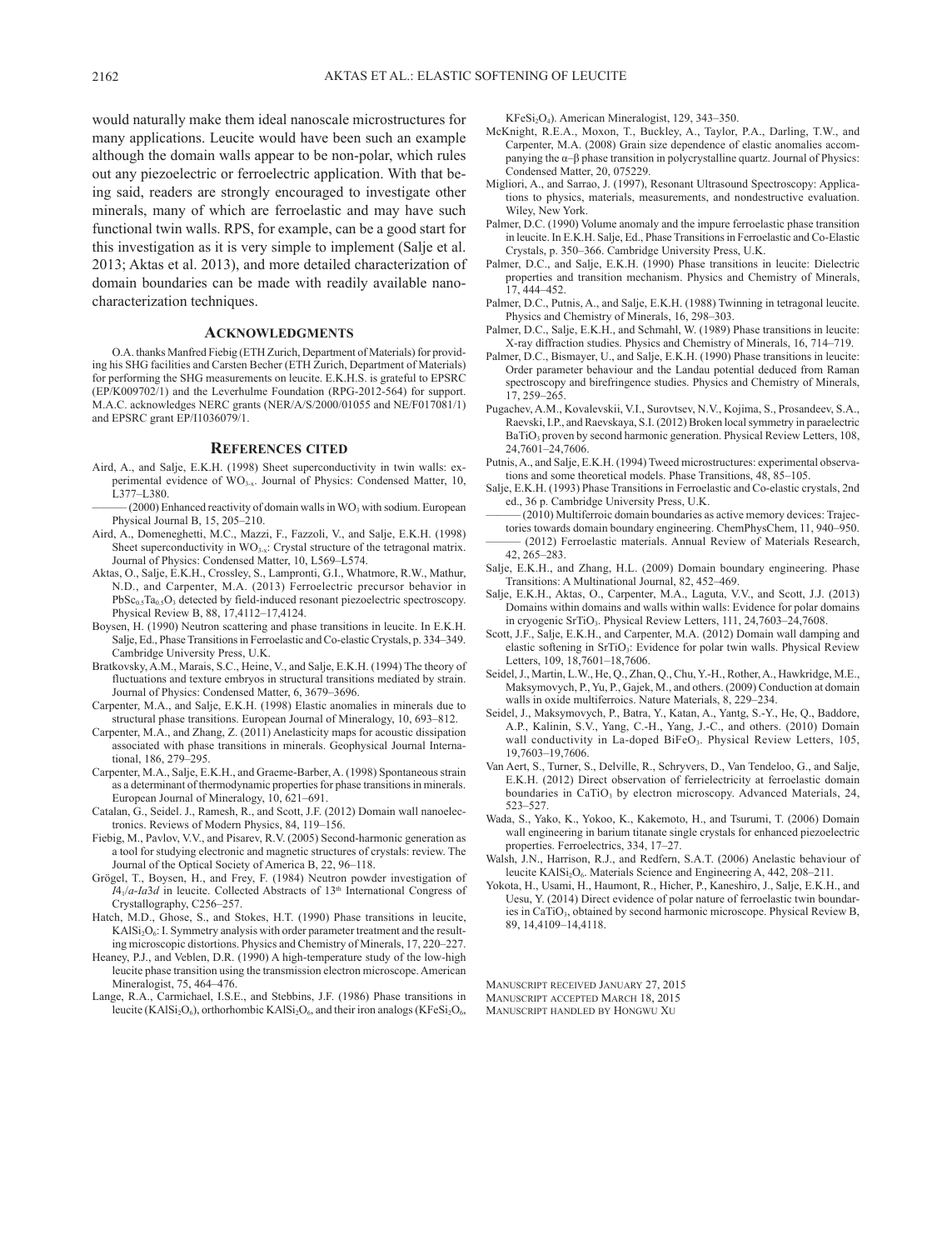would naturally make them ideal nanoscale microstructures for many applications. Leucite would have been such an example although the domain walls appear to be non-polar, which rules out any piezoelectric or ferroelectric application. With that being said, readers are strongly encouraged to investigate other minerals, many of which are ferroelastic and may have such functional twin walls. RPS, for example, can be a good start for this investigation as it is very simple to implement (Salje et al. 2013; Aktas et al. 2013), and more detailed characterization of domain boundaries can be made with readily available nano-characterization techniques.

## Acknowledgments

O.A. thanks Manfred Fiebig (ETH Zurich, Department of Materials) for providing his SHG facilities and Carsten Becher (ETH Zurich, Department of Materials) for performing the SHG measurements on leucite. E.K.H.S. is grateful to EPSRC (EP/K009702/1) and the Leverhulme Foundation (RPG-2012-564) for support. M.A.C. acknowledges NERC grants (NER/A/S/2000/01055 and NE/F017081/1) and EPSRC grant EP/I036079/1.

## References cited

Aird, A., and Salje, E.K.H. (1998) Sheet superconductivity in twin walls: experimental evidence of $WO_{3-x}$. Journal of Physics: Condensed Matter, 10, L377–L380.

——— (2000) Enhanced reactivity of domain walls in $WO_3$ with sodium. European Physical Journal B, 15, 205–210.

Aird, A., Domeneghetti, M.C., Mazzi, F., Fazzoli, V., and Salje, E.K.H. (1998) Sheet superconductivity in $WO_{3-x}$: Crystal structure of the tetragonal matrix. Journal of Physics: Condensed Matter, 10, L569–L574.

Aktas, O., Salje, E.K.H., Crossley, S., Lampronti, G.I., Whatmore, R.W., Mathur, N.D., and Carpenter, M.A. (2013) Ferroelectric precursor behavior in $PbSc_{0.5}Ta_{0.5}O_3$ detected by field-induced resonant piezoelectric spectroscopy. Physical Review B, 88, 17,4112–17,4124.

Boysen, H. (1990) Neutron scattering and phase transitions in leucite. In E.K.H. Salje, Ed., Phase Transitions in Ferroelastic and Co-elastic Crystals, p. 334–349. Cambridge University Press, U.K.

Bratkovsky, A.M., Marais, S.C., Heine, V., and Salje, E.K.H. (1994) The theory of fluctuations and texture embryos in structural transitions mediated by strain. Journal of Physics: Condensed Matter, 6, 3679–3696.

Carpenter, M.A., and Salje, E.K.H. (1998) Elastic anomalies in minerals due to structural phase transitions. European Journal of Mineralogy, 10, 693–812.

Carpenter, M.A., and Zhang, Z. (2011) Anelasticity maps for acoustic dissipation associated with phase transitions in minerals. Geophysical Journal International, 186, 279–295.

Carpenter, M.A., Salje, E.K.H., and Graeme-Barber, A. (1998) Spontaneous strain as a determinant of thermodynamic properties for phase transitions in minerals. European Journal of Mineralogy, 10, 621–691.

Catalan, G., Seidel. J., Ramesh, R., and Scott, J.F. (2012) Domain wall nanoelectronics. Reviews of Modern Physics, 84, 119–156.

Fiebig, M., Pavlov, V.V., and Pisarev, R.V. (2005) Second-harmonic generation as a tool for studying electronic and magnetic structures of crystals: review. The Journal of the Optical Society of America B, 22, 96–118.

Grögel, T., Boysen, H., and Frey, F. (1984) Neutron powder investigation of $I4_1/a$-$Ia3d$ in leucite. Collected Abstracts of 13th International Congress of Crystallography, C256–257.

Hatch, M.D., Ghose, S., and Stokes, H.T. (1990) Phase transitions in leucite, $KAlSi_2O_6$: I. Symmetry analysis with order parameter treatment and the resulting microscopic distortions. Physics and Chemistry of Minerals, 17, 220–227.

Heaney, P.J., and Veblen, D.R. (1990) A high-temperature study of the low-high leucite phase transition using the transmission electron microscope. American Mineralogist, 75, 464–476.

Lange, R.A., Carmichael, I.S.E., and Stebbins, J.F. (1986) Phase transitions in leucite ($KAlSi_2O_6$), orthorhombic $KAlSi_2O_6$, and their iron analogs ($KFeSi_2O_6$, $KFeSi_2O_4$). American Mineralogist, 129, 343–350.

McKnight, R.E.A., Moxon, T., Buckley, A., Taylor, P.A., Darling, T.W., and Carpenter, M.A. (2008) Grain size dependence of elastic anomalies accompanying the α–β phase transition in polycrystalline quartz. Journal of Physics: Condensed Matter, 20, 075229.

Migliori, A., and Sarrao, J. (1997), Resonant Ultrasound Spectroscopy: Applications to physics, materials, measurements, and nondestructive evaluation. Wiley, New York.

Palmer, D.C. (1990) Volume anomaly and the impure ferroelastic phase transition in leucite. In E.K.H. Salje, Ed., Phase Transitions in Ferroelastic and Co-Elastic Crystals, p. 350–366. Cambridge University Press, U.K.

Palmer, D.C., and Salje, E.K.H. (1990) Phase transitions in leucite: Dielectric properties and transition mechanism. Physics and Chemistry of Minerals, 17, 444–452.

Palmer, D.C., Putnis, A., and Salje, E.K.H. (1988) Twinning in tetragonal leucite. Physics and Chemistry of Minerals, 16, 298–303.

Palmer, D.C., Salje, E.K.H., and Schmahl, W. (1989) Phase transitions in leucite: X-ray diffraction studies. Physics and Chemistry of Minerals, 16, 714–719.

Palmer, D.C., Bismayer, U., and Salje, E.K.H. (1990) Phase transitions in leucite: Order parameter behaviour and the Landau potential deduced from Raman spectroscopy and birefringence studies. Physics and Chemistry of Minerals, 17, 259–265.

Pugachev, A.M., Kovalevskii, V.I., Surovtsev, N.V., Kojima, S., Prosandeev, S.A., Raevski, I.P., and Raevskaya, S.I. (2012) Broken local symmetry in paraelectric $BaTiO_3$ proven by second harmonic generation. Physical Review Letters, 108, 24,7601–24,7606.

Putnis, A., and Salje, E.K.H. (1994) Tweed microstructures: experimental observations and some theoretical models. Phase Transitions, 48, 85–105.

Salje, E.K.H. (1993) Phase Transitions in Ferroelastic and Co-elastic crystals, 2nd ed., 36 p. Cambridge University Press, U.K.

——— (2010) Multiferroic domain boundaries as active memory devices: Trajectories towards domain boundary engineering. ChemPhysChem, 11, 940–950.

——— (2012) Ferroelastic materials. Annual Review of Materials Research, 42, 265–283.

Salje, E.K.H., and Zhang, H.L. (2009) Domain boundary engineering. Phase Transitions: A Multinational Journal, 82, 452–469.

Salje, E.K.H., Aktas, O., Carpenter, M.A., Laguta, V.V., and Scott, J.J. (2013) Domains within domains and walls within walls: Evidence for polar domains in cryogenic $SrTiO_3$. Physical Review Letters, 111, 24,7603–24,7608.

Scott, J.F., Salje, E.K.H., and Carpenter, M.A. (2012) Domain wall damping and elastic softening in $SrTiO_3$: Evidence for polar twin walls. Physical Review Letters, 109, 18,7601–18,7606.

Seidel, J., Martin, L.W., He, Q., Zhan, Q., Chu, Y.-H., Rother, A., Hawkridge, M.E., Maksymovych, P., Yu, P., Gajek, M., and others. (2009) Conduction at domain walls in oxide multiferroics. Nature Materials, 8, 229–234.

Seidel, J., Maksymovych, P., Batra, Y., Katan, A., Yantg, S.-Y., He, Q., Baddore, A.P., Kalinin, S.V., Yang, C.-H., Yang, J.-C., and others. (2010) Domain wall conductivity in La-doped $BiFeO_3$. Physical Review Letters, 105, 19,7603–19,7606.

Van Aert, S., Turner, S., Delville, R., Schryvers, D., Van Tendeloo, G., and Salje, E.K.H. (2012) Direct observation of ferrielectricity at ferroelastic domain boundaries in $CaTiO_3$ by electron microscopy. Advanced Materials, 24, 523–527.

Wada, S., Yako, K., Yokoo, K., Kakemoto, H., and Tsurumi, T. (2006) Domain wall engineering in barium titanate single crystals for enhanced piezoelectric properties. Ferroelectrics, 334, 17–27.

Walsh, J.N., Harrison, R.J., and Redfern, S.A.T. (2006) Anelastic behaviour of leucite $KAlSi_2O_6$. Materials Science and Engineering A, 442, 208–211.

Yokota, H., Usami, H., Haumont, R., Hicher, P., Kaneshiro, J., Salje, E.K.H., and Uesu, Y. (2014) Direct evidence of polar nature of ferroelastic twin boundaries in $CaTiO_3$, obtained by second harmonic microscope. Physical Review B, 89, 14,4109–14,4118.

Manuscript received January 27, 2015
Manuscript accepted March 18, 2015
Manuscript handled by Hongwu Xu